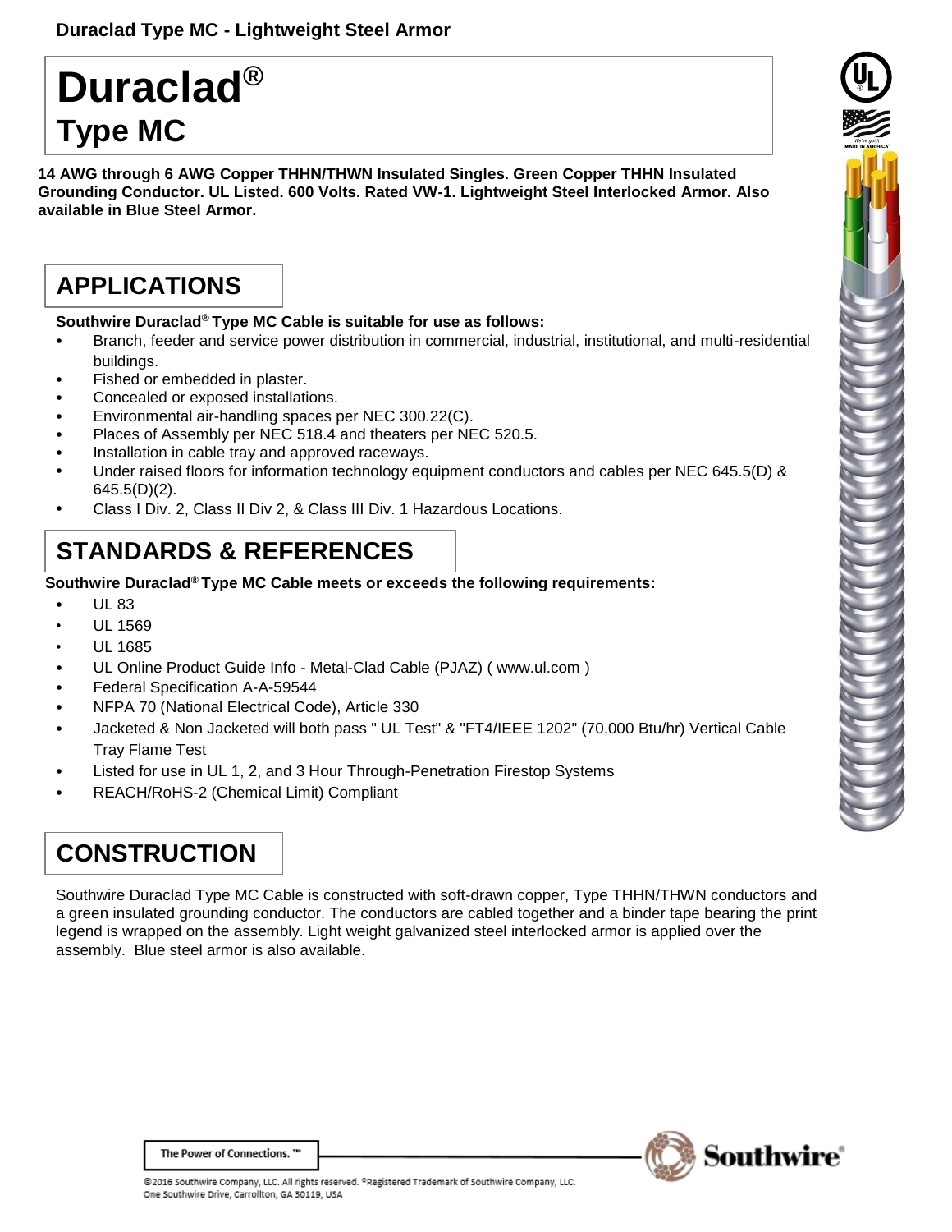Duraclad Type MC - Lightweight Steel Armor

# Duraclad®
## Type MC

**14 AWG through 6 AWG Copper THHN/THWN Insulated Singles. Green Copper THHN Insulated Grounding Conductor. UL Listed. 600 Volts. Rated VW-1. Lightweight Steel Interlocked Armor. Also available in Blue Steel Armor.**

## APPLICATIONS

**Southwire Duraclad® Type MC Cable is suitable for use as follows:**

- Branch, feeder and service power distribution in commercial, industrial, institutional, and multi-residential buildings.
- Fished or embedded in plaster.
- Concealed or exposed installations.
- Environmental air-handling spaces per NEC 300.22(C).
- Places of Assembly per NEC 518.4 and theaters per NEC 520.5.
- Installation in cable tray and approved raceways.
- Under raised floors for information technology equipment conductors and cables per NEC 645.5(D) & 645.5(D)(2).
- Class I Div. 2, Class II Div 2, & Class III Div. 1 Hazardous Locations.

## STANDARDS & REFERENCES

**Southwire Duraclad® Type MC Cable meets or exceeds the following requirements:**

- UL 83
- UL 1569
- UL 1685
- UL Online Product Guide Info - Metal-Clad Cable (PJAZ) ( www.ul.com )
- Federal Specification A-A-59544
- NFPA 70 (National Electrical Code), Article 330
- Jacketed & Non Jacketed will both pass " UL Test" & "FT4/IEEE 1202" (70,000 Btu/hr) Vertical Cable Tray Flame Test
- Listed for use in UL 1, 2, and 3 Hour Through-Penetration Firestop Systems
- REACH/RoHS-2 (Chemical Limit) Compliant

## CONSTRUCTION

Southwire Duraclad Type MC Cable is constructed with soft-drawn copper, Type THHN/THWN conductors and a green insulated grounding conductor. The conductors are cabled together and a binder tape bearing the print legend is wrapped on the assembly. Light weight galvanized steel interlocked armor is applied over the assembly. Blue steel armor is also available.

The Power of Connections. ™

©2016 Southwire Company, LLC. All rights reserved. ®Registered Trademark of Southwire Company, LLC.
One Southwire Drive, Carrollton, GA 30119, USA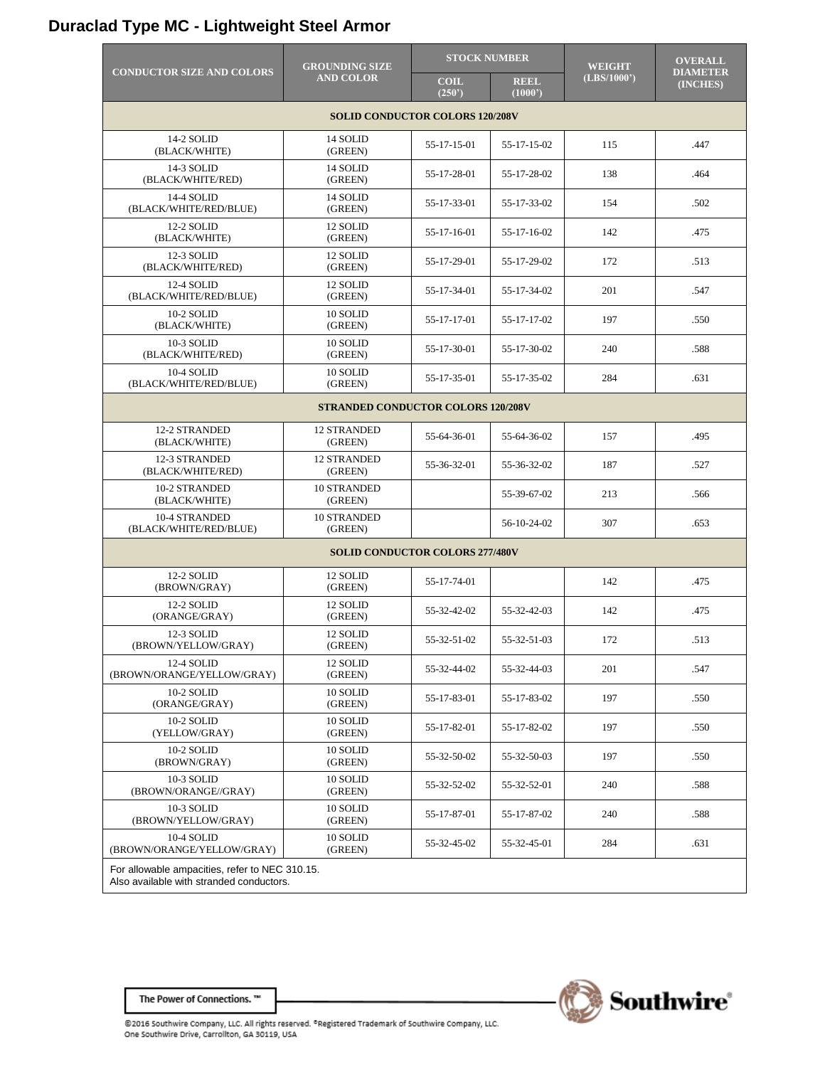# Duraclad Type MC - Lightweight Steel Armor

| CONDUCTOR SIZE AND COLORS | GROUNDING SIZE AND COLOR | STOCK NUMBER | | WEIGHT (LBS/1000') | OVERALL DIAMETER (INCHES) |
|---|---|---|---|---|---|
| | | COIL (250') | REEL (1000') | | |
| **SOLID CONDUCTOR COLORS 120/208V** | | | | | |
| 14-2 SOLID (BLACK/WHITE) | 14 SOLID (GREEN) | 55-17-15-01 | 55-17-15-02 | 115 | .447 |
| 14-3 SOLID (BLACK/WHITE/RED) | 14 SOLID (GREEN) | 55-17-28-01 | 55-17-28-02 | 138 | .464 |
| 14-4 SOLID (BLACK/WHITE/RED/BLUE) | 14 SOLID (GREEN) | 55-17-33-01 | 55-17-33-02 | 154 | .502 |
| 12-2 SOLID (BLACK/WHITE) | 12 SOLID (GREEN) | 55-17-16-01 | 55-17-16-02 | 142 | .475 |
| 12-3 SOLID (BLACK/WHITE/RED) | 12 SOLID (GREEN) | 55-17-29-01 | 55-17-29-02 | 172 | .513 |
| 12-4 SOLID (BLACK/WHITE/RED/BLUE) | 12 SOLID (GREEN) | 55-17-34-01 | 55-17-34-02 | 201 | .547 |
| 10-2 SOLID (BLACK/WHITE) | 10 SOLID (GREEN) | 55-17-17-01 | 55-17-17-02 | 197 | .550 |
| 10-3 SOLID (BLACK/WHITE/RED) | 10 SOLID (GREEN) | 55-17-30-01 | 55-17-30-02 | 240 | .588 |
| 10-4 SOLID (BLACK/WHITE/RED/BLUE) | 10 SOLID (GREEN) | 55-17-35-01 | 55-17-35-02 | 284 | .631 |
| **STRANDED CONDUCTOR COLORS 120/208V** | | | | | |
| 12-2 STRANDED (BLACK/WHITE) | 12 STRANDED (GREEN) | 55-64-36-01 | 55-64-36-02 | 157 | .495 |
| 12-3 STRANDED (BLACK/WHITE/RED) | 12 STRANDED (GREEN) | 55-36-32-01 | 55-36-32-02 | 187 | .527 |
| 10-2 STRANDED (BLACK/WHITE) | 10 STRANDED (GREEN) | | 55-39-67-02 | 213 | .566 |
| 10-4 STRANDED (BLACK/WHITE/RED/BLUE) | 10 STRANDED (GREEN) | | 56-10-24-02 | 307 | .653 |
| **SOLID CONDUCTOR COLORS 277/480V** | | | | | |
| 12-2 SOLID (BROWN/GRAY) | 12 SOLID (GREEN) | 55-17-74-01 | | 142 | .475 |
| 12-2 SOLID (ORANGE/GRAY) | 12 SOLID (GREEN) | 55-32-42-02 | 55-32-42-03 | 142 | .475 |
| 12-3 SOLID (BROWN/YELLOW/GRAY) | 12 SOLID (GREEN) | 55-32-51-02 | 55-32-51-03 | 172 | .513 |
| 12-4 SOLID (BROWN/ORANGE/YELLOW/GRAY) | 12 SOLID (GREEN) | 55-32-44-02 | 55-32-44-03 | 201 | .547 |
| 10-2 SOLID (ORANGE/GRAY) | 10 SOLID (GREEN) | 55-17-83-01 | 55-17-83-02 | 197 | .550 |
| 10-2 SOLID (YELLOW/GRAY) | 10 SOLID (GREEN) | 55-17-82-01 | 55-17-82-02 | 197 | .550 |
| 10-2 SOLID (BROWN/GRAY) | 10 SOLID (GREEN) | 55-32-50-02 | 55-32-50-03 | 197 | .550 |
| 10-3 SOLID (BROWN/ORANGE//GRAY) | 10 SOLID (GREEN) | 55-32-52-02 | 55-32-52-01 | 240 | .588 |
| 10-3 SOLID (BROWN/YELLOW/GRAY) | 10 SOLID (GREEN) | 55-17-87-01 | 55-17-87-02 | 240 | .588 |
| 10-4 SOLID (BROWN/ORANGE/YELLOW/GRAY) | 10 SOLID (GREEN) | 55-32-45-02 | 55-32-45-01 | 284 | .631 |

For allowable ampacities, refer to NEC 310.15.
Also available with stranded conductors.

The Power of Connections.™

Southwire®

©2016 Southwire Company, LLC. All rights reserved. ®Registered Trademark of Southwire Company, LLC.
One Southwire Drive, Carrollton, GA 30119, USA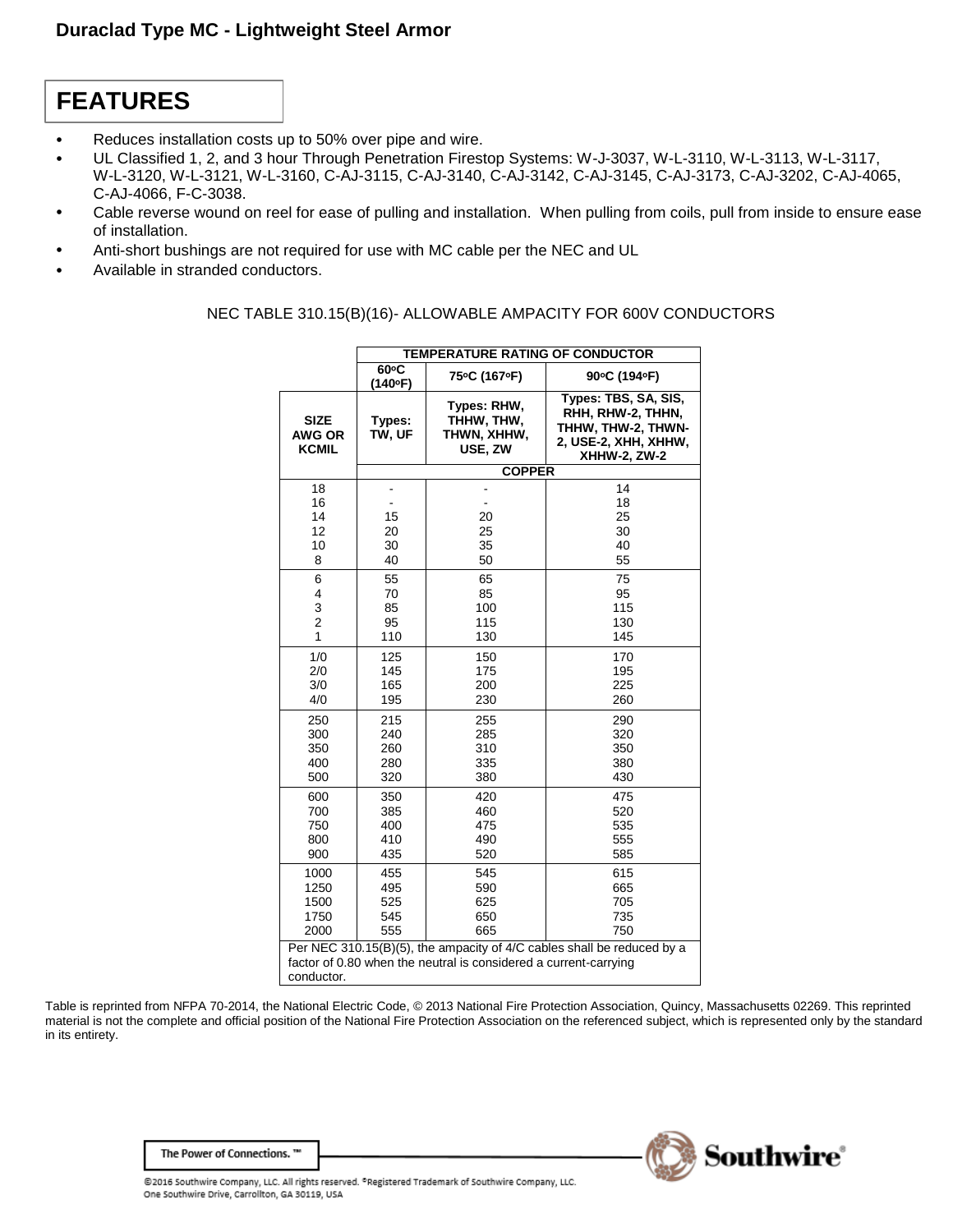# Duraclad Type MC - Lightweight Steel Armor

## FEATURES

- Reduces installation costs up to 50% over pipe and wire.
- UL Classified 1, 2, and 3 hour Through Penetration Firestop Systems: W-J-3037, W-L-3110, W-L-3113, W-L-3117, W-L-3120, W-L-3121, W-L-3160, C-AJ-3115, C-AJ-3140, C-AJ-3142, C-AJ-3145, C-AJ-3173, C-AJ-3202, C-AJ-4065, C-AJ-4066, F-C-3038.
- Cable reverse wound on reel for ease of pulling and installation. When pulling from coils, pull from inside to ensure ease of installation.
- Anti-short bushings are not required for use with MC cable per the NEC and UL
- Available in stranded conductors.

NEC TABLE 310.15(B)(16)- ALLOWABLE AMPACITY FOR 600V CONDUCTORS

| | TEMPERATURE RATING OF CONDUCTOR | | |
|---|---|---|---|
| | 60°C (140°F) | 75°C (167°F) | 90°C (194°F) |
| SIZE AWG OR KCMIL | Types: TW, UF | Types: RHW, THHW, THW, THWN, XHHW, USE, ZW | Types: TBS, SA, SIS, RHH, RHW-2, THHN, THHW, THW-2, THWN-2, USE-2, XHH, XHHW, XHHW-2, ZW-2 |
| | COPPER | | |
| 18 | - | - | 14 |
| 16 | - | - | 18 |
| 14 | 15 | 20 | 25 |
| 12 | 20 | 25 | 30 |
| 10 | 30 | 35 | 40 |
| 8 | 40 | 50 | 55 |
| 6 | 55 | 65 | 75 |
| 4 | 70 | 85 | 95 |
| 3 | 85 | 100 | 115 |
| 2 | 95 | 115 | 130 |
| 1 | 110 | 130 | 145 |
| 1/0 | 125 | 150 | 170 |
| 2/0 | 145 | 175 | 195 |
| 3/0 | 165 | 200 | 225 |
| 4/0 | 195 | 230 | 260 |
| 250 | 215 | 255 | 290 |
| 300 | 240 | 285 | 320 |
| 350 | 260 | 310 | 350 |
| 400 | 280 | 335 | 380 |
| 500 | 320 | 380 | 430 |
| 600 | 350 | 420 | 475 |
| 700 | 385 | 460 | 520 |
| 750 | 400 | 475 | 535 |
| 800 | 410 | 490 | 555 |
| 900 | 435 | 520 | 585 |
| 1000 | 455 | 545 | 615 |
| 1250 | 495 | 590 | 665 |
| 1500 | 525 | 625 | 705 |
| 1750 | 545 | 650 | 735 |
| 2000 | 555 | 665 | 750 |

Per NEC 310.15(B)(5), the ampacity of 4/C cables shall be reduced by a factor of 0.80 when the neutral is considered a current-carrying conductor.

Table is reprinted from NFPA 70-2014, the National Electric Code, © 2013 National Fire Protection Association, Quincy, Massachusetts 02269. This reprinted material is not the complete and official position of the National Fire Protection Association on the referenced subject, which is represented only by the standard in its entirety.

The Power of Connections.™

Southwire®

©2016 Southwire Company, LLC. All rights reserved. ®Registered Trademark of Southwire Company, LLC.
One Southwire Drive, Carrollton, GA 30119, USA